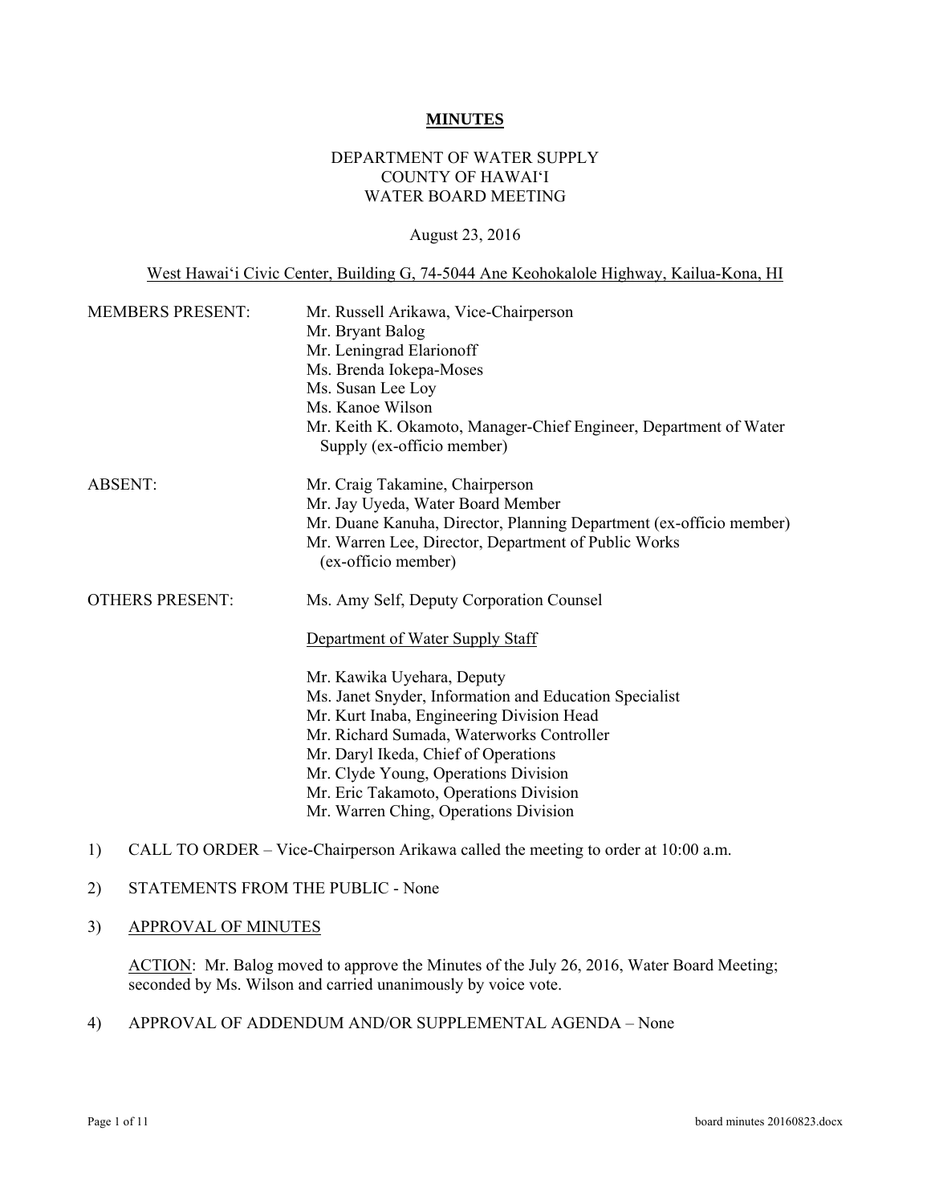**MINUTES**

DEPARTMENT OF WATER SUPPLY
COUNTY OF HAWAIʻI
WATER BOARD MEETING

August 23, 2016

West Hawaiʻi Civic Center, Building G, 74-5044 Ane Keohokalole Highway, Kailua-Kona, HI

| | |
|---|---|
| MEMBERS PRESENT: | Mr. Russell Arikawa, Vice-Chairperson<br>Mr. Bryant Balog<br>Mr. Leningrad Elarionoff<br>Ms. Brenda Iokepa-Moses<br>Ms. Susan Lee Loy<br>Ms. Kanoe Wilson<br>Mr. Keith K. Okamoto, Manager-Chief Engineer, Department of Water Supply (ex-officio member) |
| ABSENT: | Mr. Craig Takamine, Chairperson<br>Mr. Jay Uyeda, Water Board Member<br>Mr. Duane Kanuha, Director, Planning Department (ex-officio member)<br>Mr. Warren Lee, Director, Department of Public Works (ex-officio member) |
| OTHERS PRESENT: | Ms. Amy Self, Deputy Corporation Counsel<br><br>Department of Water Supply Staff<br><br>Mr. Kawika Uyehara, Deputy<br>Ms. Janet Snyder, Information and Education Specialist<br>Mr. Kurt Inaba, Engineering Division Head<br>Mr. Richard Sumada, Waterworks Controller<br>Mr. Daryl Ikeda, Chief of Operations<br>Mr. Clyde Young, Operations Division<br>Mr. Eric Takamoto, Operations Division<br>Mr. Warren Ching, Operations Division |

1) CALL TO ORDER – Vice-Chairperson Arikawa called the meeting to order at 10:00 a.m.

2) STATEMENTS FROM THE PUBLIC - None

3) APPROVAL OF MINUTES

   ACTION: Mr. Balog moved to approve the Minutes of the July 26, 2016, Water Board Meeting; seconded by Ms. Wilson and carried unanimously by voice vote.

4) APPROVAL OF ADDENDUM AND/OR SUPPLEMENTAL AGENDA – None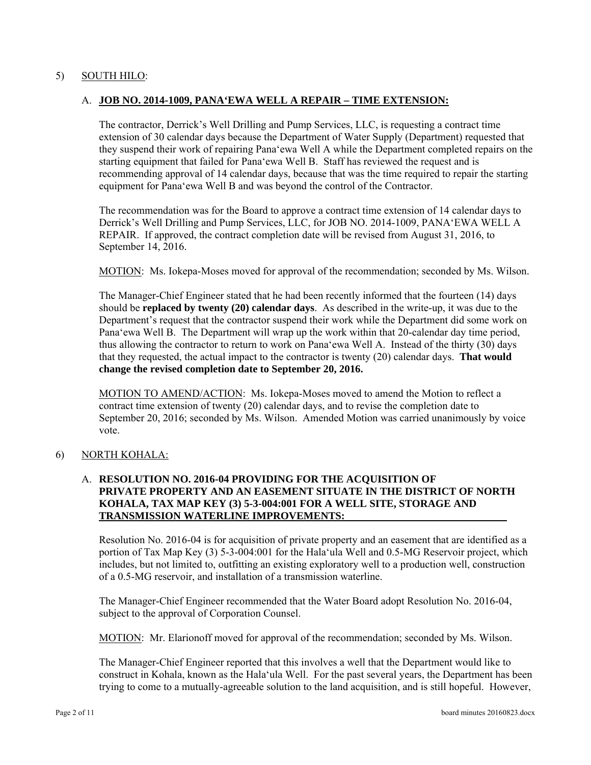5) <u>SOUTH HILO</u>:

A. **<u>JOB NO. 2014-1009, PANA'EWA WELL A REPAIR – TIME EXTENSION:</u>**

The contractor, Derrick's Well Drilling and Pump Services, LLC, is requesting a contract time extension of 30 calendar days because the Department of Water Supply (Department) requested that they suspend their work of repairing Pana'ewa Well A while the Department completed repairs on the starting equipment that failed for Pana'ewa Well B. Staff has reviewed the request and is recommending approval of 14 calendar days, because that was the time required to repair the starting equipment for Pana'ewa Well B and was beyond the control of the Contractor.

The recommendation was for the Board to approve a contract time extension of 14 calendar days to Derrick's Well Drilling and Pump Services, LLC, for JOB NO. 2014-1009, PANA'EWA WELL A REPAIR. If approved, the contract completion date will be revised from August 31, 2016, to September 14, 2016.

<u>MOTION</u>: Ms. Iokepa-Moses moved for approval of the recommendation; seconded by Ms. Wilson.

The Manager-Chief Engineer stated that he had been recently informed that the fourteen (14) days should be **replaced by twenty (20) calendar days**. As described in the write-up, it was due to the Department's request that the contractor suspend their work while the Department did some work on Pana'ewa Well B. The Department will wrap up the work within that 20-calendar day time period, thus allowing the contractor to return to work on Pana'ewa Well A. Instead of the thirty (30) days that they requested, the actual impact to the contractor is twenty (20) calendar days. **That would change the revised completion date to September 20, 2016.**

<u>MOTION TO AMEND/ACTION</u>: Ms. Iokepa-Moses moved to amend the Motion to reflect a contract time extension of twenty (20) calendar days, and to revise the completion date to September 20, 2016; seconded by Ms. Wilson. Amended Motion was carried unanimously by voice vote.

6) <u>NORTH KOHALA:</u>

A. **<u>RESOLUTION NO. 2016-04 PROVIDING FOR THE ACQUISITION OF PRIVATE PROPERTY AND AN EASEMENT SITUATE IN THE DISTRICT OF NORTH KOHALA, TAX MAP KEY (3) 5-3-004:001 FOR A WELL SITE, STORAGE AND TRANSMISSION WATERLINE IMPROVEMENTS:</u>**

Resolution No. 2016-04 is for acquisition of private property and an easement that are identified as a portion of Tax Map Key (3) 5-3-004:001 for the Hala'ula Well and 0.5-MG Reservoir project, which includes, but not limited to, outfitting an existing exploratory well to a production well, construction of a 0.5-MG reservoir, and installation of a transmission waterline.

The Manager-Chief Engineer recommended that the Water Board adopt Resolution No. 2016-04, subject to the approval of Corporation Counsel.

<u>MOTION</u>: Mr. Elarionoff moved for approval of the recommendation; seconded by Ms. Wilson.

The Manager-Chief Engineer reported that this involves a well that the Department would like to construct in Kohala, known as the Hala'ula Well. For the past several years, the Department has been trying to come to a mutually-agreeable solution to the land acquisition, and is still hopeful. However,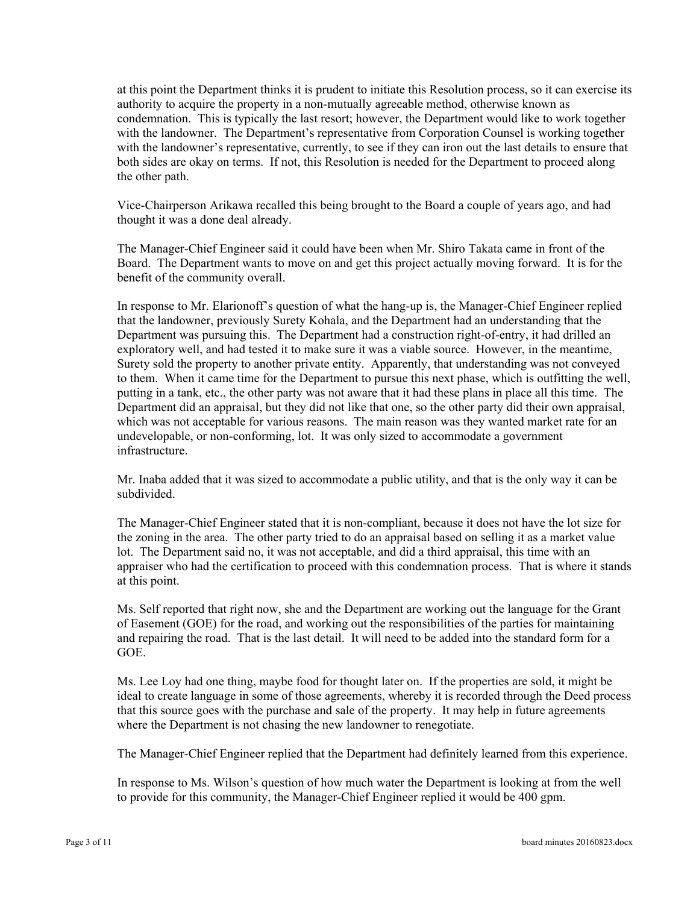at this point the Department thinks it is prudent to initiate this Resolution process, so it can exercise its authority to acquire the property in a non-mutually agreeable method, otherwise known as condemnation. This is typically the last resort; however, the Department would like to work together with the landowner. The Department's representative from Corporation Counsel is working together with the landowner's representative, currently, to see if they can iron out the last details to ensure that both sides are okay on terms. If not, this Resolution is needed for the Department to proceed along the other path.

Vice-Chairperson Arikawa recalled this being brought to the Board a couple of years ago, and had thought it was a done deal already.

The Manager-Chief Engineer said it could have been when Mr. Shiro Takata came in front of the Board. The Department wants to move on and get this project actually moving forward. It is for the benefit of the community overall.

In response to Mr. Elarionoff's question of what the hang-up is, the Manager-Chief Engineer replied that the landowner, previously Surety Kohala, and the Department had an understanding that the Department was pursuing this. The Department had a construction right-of-entry, it had drilled an exploratory well, and had tested it to make sure it was a viable source. However, in the meantime, Surety sold the property to another private entity. Apparently, that understanding was not conveyed to them. When it came time for the Department to pursue this next phase, which is outfitting the well, putting in a tank, etc., the other party was not aware that it had these plans in place all this time. The Department did an appraisal, but they did not like that one, so the other party did their own appraisal, which was not acceptable for various reasons. The main reason was they wanted market rate for an undevelopable, or non-conforming, lot. It was only sized to accommodate a government infrastructure.

Mr. Inaba added that it was sized to accommodate a public utility, and that is the only way it can be subdivided.

The Manager-Chief Engineer stated that it is non-compliant, because it does not have the lot size for the zoning in the area. The other party tried to do an appraisal based on selling it as a market value lot. The Department said no, it was not acceptable, and did a third appraisal, this time with an appraiser who had the certification to proceed with this condemnation process. That is where it stands at this point.

Ms. Self reported that right now, she and the Department are working out the language for the Grant of Easement (GOE) for the road, and working out the responsibilities of the parties for maintaining and repairing the road. That is the last detail. It will need to be added into the standard form for a GOE.

Ms. Lee Loy had one thing, maybe food for thought later on. If the properties are sold, it might be ideal to create language in some of those agreements, whereby it is recorded through the Deed process that this source goes with the purchase and sale of the property. It may help in future agreements where the Department is not chasing the new landowner to renegotiate.

The Manager-Chief Engineer replied that the Department had definitely learned from this experience.

In response to Ms. Wilson's question of how much water the Department is looking at from the well to provide for this community, the Manager-Chief Engineer replied it would be 400 gpm.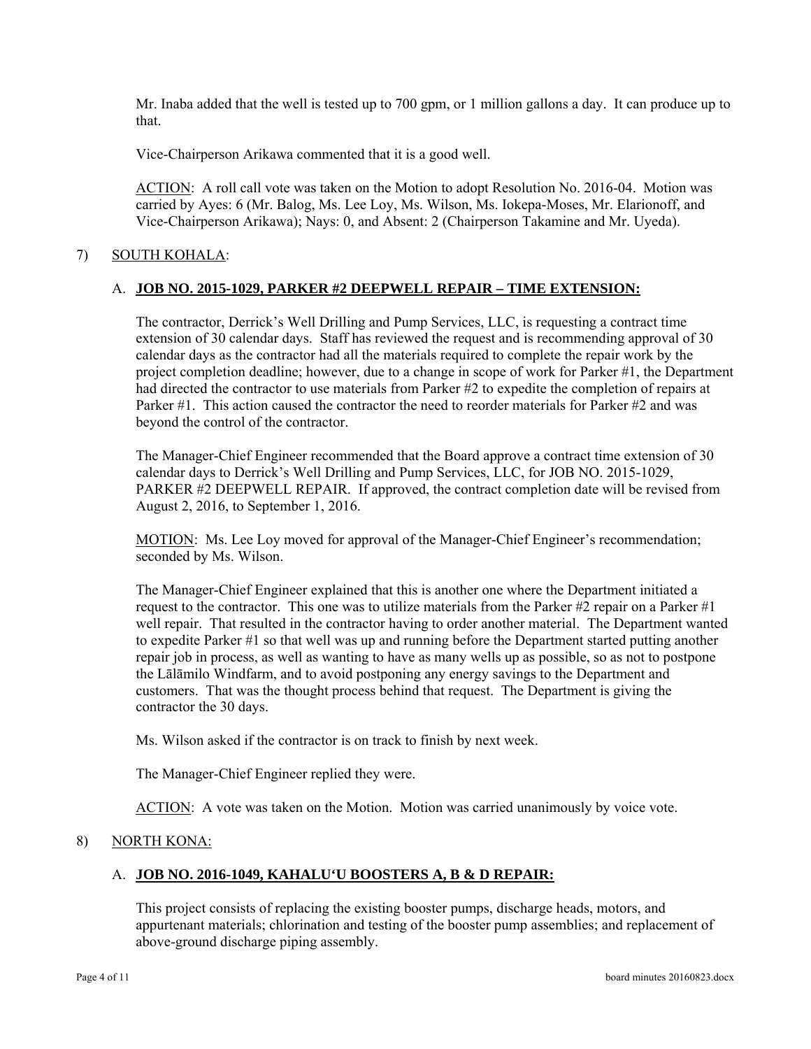Mr. Inaba added that the well is tested up to 700 gpm, or 1 million gallons a day. It can produce up to that.

Vice-Chairperson Arikawa commented that it is a good well.

ACTION: A roll call vote was taken on the Motion to adopt Resolution No. 2016-04. Motion was carried by Ayes: 6 (Mr. Balog, Ms. Lee Loy, Ms. Wilson, Ms. Iokepa-Moses, Mr. Elarionoff, and Vice-Chairperson Arikawa); Nays: 0, and Absent: 2 (Chairperson Takamine and Mr. Uyeda).

7) SOUTH KOHALA:

A. **JOB NO. 2015-1029, PARKER #2 DEEPWELL REPAIR – TIME EXTENSION:**

The contractor, Derrick's Well Drilling and Pump Services, LLC, is requesting a contract time extension of 30 calendar days. Staff has reviewed the request and is recommending approval of 30 calendar days as the contractor had all the materials required to complete the repair work by the project completion deadline; however, due to a change in scope of work for Parker #1, the Department had directed the contractor to use materials from Parker #2 to expedite the completion of repairs at Parker #1. This action caused the contractor the need to reorder materials for Parker #2 and was beyond the control of the contractor.

The Manager-Chief Engineer recommended that the Board approve a contract time extension of 30 calendar days to Derrick's Well Drilling and Pump Services, LLC, for JOB NO. 2015-1029, PARKER #2 DEEPWELL REPAIR. If approved, the contract completion date will be revised from August 2, 2016, to September 1, 2016.

MOTION: Ms. Lee Loy moved for approval of the Manager-Chief Engineer's recommendation; seconded by Ms. Wilson.

The Manager-Chief Engineer explained that this is another one where the Department initiated a request to the contractor. This one was to utilize materials from the Parker #2 repair on a Parker #1 well repair. That resulted in the contractor having to order another material. The Department wanted to expedite Parker #1 so that well was up and running before the Department started putting another repair job in process, as well as wanting to have as many wells up as possible, so as not to postpone the Lālāmilo Windfarm, and to avoid postponing any energy savings to the Department and customers. That was the thought process behind that request. The Department is giving the contractor the 30 days.

Ms. Wilson asked if the contractor is on track to finish by next week.

The Manager-Chief Engineer replied they were.

ACTION: A vote was taken on the Motion. Motion was carried unanimously by voice vote.

8) NORTH KONA:

A. **JOB NO. 2016-1049, KAHALU'U BOOSTERS A, B & D REPAIR:**

This project consists of replacing the existing booster pumps, discharge heads, motors, and appurtenant materials; chlorination and testing of the booster pump assemblies; and replacement of above-ground discharge piping assembly.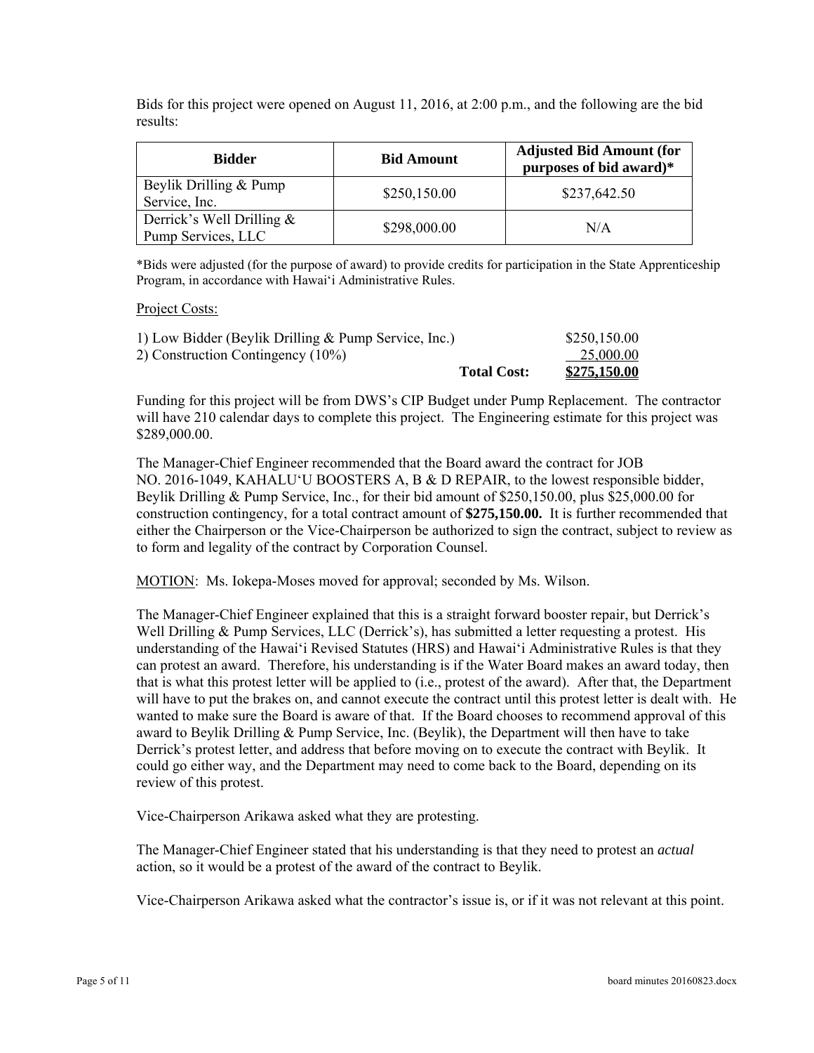Bids for this project were opened on August 11, 2016, at 2:00 p.m., and the following are the bid results:

| Bidder | Bid Amount | Adjusted Bid Amount (for purposes of bid award)* |
|---|---|---|
| Beylik Drilling & Pump Service, Inc. | $250,150.00 | $237,642.50 |
| Derrick's Well Drilling & Pump Services, LLC | $298,000.00 | N/A |

*Bids were adjusted (for the purpose of award) to provide credits for participation in the State Apprenticeship Program, in accordance with Hawai'i Administrative Rules.

Project Costs:

| | | |
|---|---|---|
| 1) Low Bidder (Beylik Drilling & Pump Service, Inc.) | | $250,150.00 |
| 2) Construction Contingency (10%) | | 25,000.00 |
| | **Total Cost:** | **$275,150.00** |

Funding for this project will be from DWS's CIP Budget under Pump Replacement. The contractor will have 210 calendar days to complete this project. The Engineering estimate for this project was $289,000.00.

The Manager-Chief Engineer recommended that the Board award the contract for JOB NO. 2016-1049, KAHALU'U BOOSTERS A, B & D REPAIR, to the lowest responsible bidder, Beylik Drilling & Pump Service, Inc., for their bid amount of $250,150.00, plus $25,000.00 for construction contingency, for a total contract amount of **$275,150.00.** It is further recommended that either the Chairperson or the Vice-Chairperson be authorized to sign the contract, subject to review as to form and legality of the contract by Corporation Counsel.

MOTION: Ms. Iokepa-Moses moved for approval; seconded by Ms. Wilson.

The Manager-Chief Engineer explained that this is a straight forward booster repair, but Derrick's Well Drilling & Pump Services, LLC (Derrick's), has submitted a letter requesting a protest. His understanding of the Hawai'i Revised Statutes (HRS) and Hawai'i Administrative Rules is that they can protest an award. Therefore, his understanding is if the Water Board makes an award today, then that is what this protest letter will be applied to (i.e., protest of the award). After that, the Department will have to put the brakes on, and cannot execute the contract until this protest letter is dealt with. He wanted to make sure the Board is aware of that. If the Board chooses to recommend approval of this award to Beylik Drilling & Pump Service, Inc. (Beylik), the Department will then have to take Derrick's protest letter, and address that before moving on to execute the contract with Beylik. It could go either way, and the Department may need to come back to the Board, depending on its review of this protest.

Vice-Chairperson Arikawa asked what they are protesting.

The Manager-Chief Engineer stated that his understanding is that they need to protest an *actual* action, so it would be a protest of the award of the contract to Beylik.

Vice-Chairperson Arikawa asked what the contractor's issue is, or if it was not relevant at this point.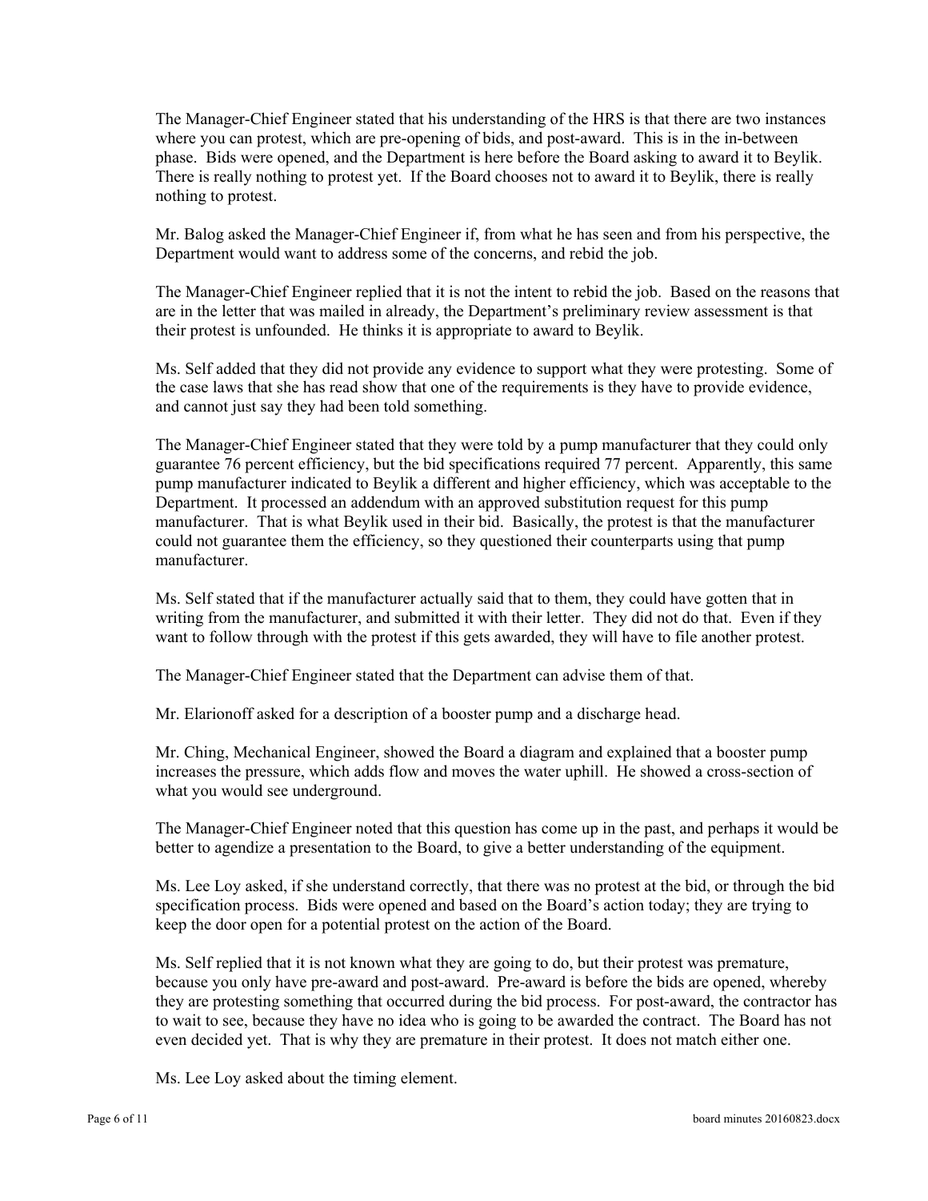The Manager-Chief Engineer stated that his understanding of the HRS is that there are two instances where you can protest, which are pre-opening of bids, and post-award. This is in the in-between phase. Bids were opened, and the Department is here before the Board asking to award it to Beylik. There is really nothing to protest yet. If the Board chooses not to award it to Beylik, there is really nothing to protest.

Mr. Balog asked the Manager-Chief Engineer if, from what he has seen and from his perspective, the Department would want to address some of the concerns, and rebid the job.

The Manager-Chief Engineer replied that it is not the intent to rebid the job. Based on the reasons that are in the letter that was mailed in already, the Department's preliminary review assessment is that their protest is unfounded. He thinks it is appropriate to award to Beylik.

Ms. Self added that they did not provide any evidence to support what they were protesting. Some of the case laws that she has read show that one of the requirements is they have to provide evidence, and cannot just say they had been told something.

The Manager-Chief Engineer stated that they were told by a pump manufacturer that they could only guarantee 76 percent efficiency, but the bid specifications required 77 percent. Apparently, this same pump manufacturer indicated to Beylik a different and higher efficiency, which was acceptable to the Department. It processed an addendum with an approved substitution request for this pump manufacturer. That is what Beylik used in their bid. Basically, the protest is that the manufacturer could not guarantee them the efficiency, so they questioned their counterparts using that pump manufacturer.

Ms. Self stated that if the manufacturer actually said that to them, they could have gotten that in writing from the manufacturer, and submitted it with their letter. They did not do that. Even if they want to follow through with the protest if this gets awarded, they will have to file another protest.

The Manager-Chief Engineer stated that the Department can advise them of that.

Mr. Elarionoff asked for a description of a booster pump and a discharge head.

Mr. Ching, Mechanical Engineer, showed the Board a diagram and explained that a booster pump increases the pressure, which adds flow and moves the water uphill. He showed a cross-section of what you would see underground.

The Manager-Chief Engineer noted that this question has come up in the past, and perhaps it would be better to agendize a presentation to the Board, to give a better understanding of the equipment.

Ms. Lee Loy asked, if she understand correctly, that there was no protest at the bid, or through the bid specification process. Bids were opened and based on the Board's action today; they are trying to keep the door open for a potential protest on the action of the Board.

Ms. Self replied that it is not known what they are going to do, but their protest was premature, because you only have pre-award and post-award. Pre-award is before the bids are opened, whereby they are protesting something that occurred during the bid process. For post-award, the contractor has to wait to see, because they have no idea who is going to be awarded the contract. The Board has not even decided yet. That is why they are premature in their protest. It does not match either one.

Ms. Lee Loy asked about the timing element.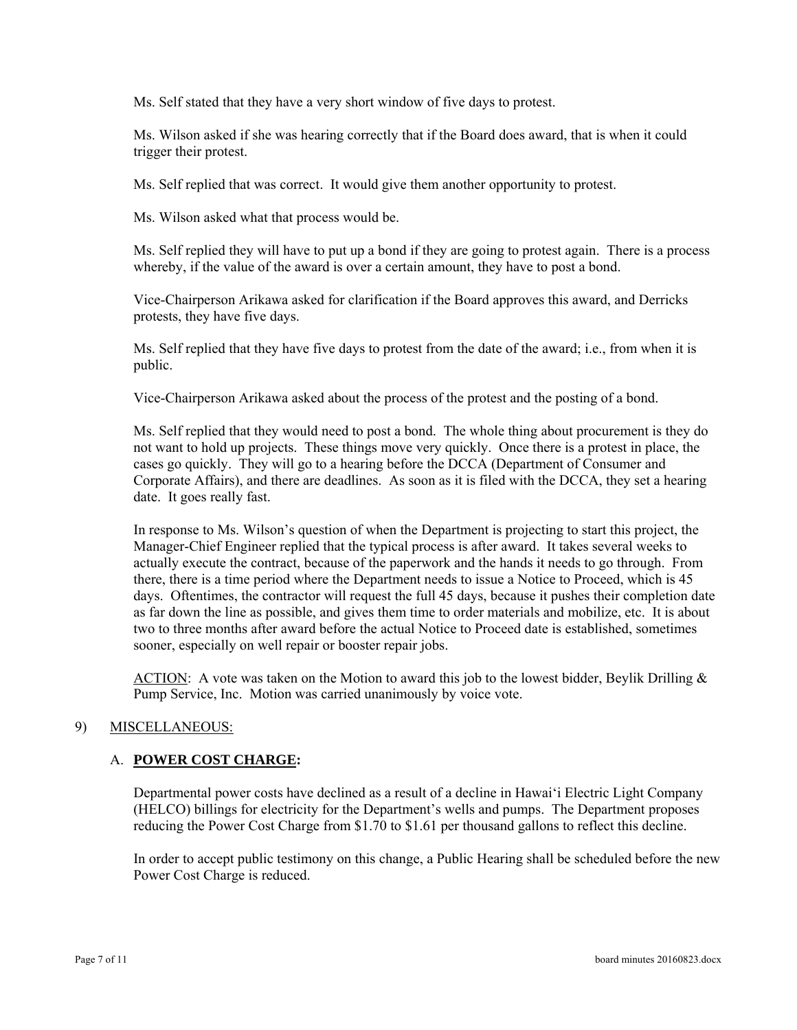Ms. Self stated that they have a very short window of five days to protest.

Ms. Wilson asked if she was hearing correctly that if the Board does award, that is when it could trigger their protest.

Ms. Self replied that was correct. It would give them another opportunity to protest.

Ms. Wilson asked what that process would be.

Ms. Self replied they will have to put up a bond if they are going to protest again. There is a process whereby, if the value of the award is over a certain amount, they have to post a bond.

Vice-Chairperson Arikawa asked for clarification if the Board approves this award, and Derricks protests, they have five days.

Ms. Self replied that they have five days to protest from the date of the award; i.e., from when it is public.

Vice-Chairperson Arikawa asked about the process of the protest and the posting of a bond.

Ms. Self replied that they would need to post a bond. The whole thing about procurement is they do not want to hold up projects. These things move very quickly. Once there is a protest in place, the cases go quickly. They will go to a hearing before the DCCA (Department of Consumer and Corporate Affairs), and there are deadlines. As soon as it is filed with the DCCA, they set a hearing date. It goes really fast.

In response to Ms. Wilson's question of when the Department is projecting to start this project, the Manager-Chief Engineer replied that the typical process is after award. It takes several weeks to actually execute the contract, because of the paperwork and the hands it needs to go through. From there, there is a time period where the Department needs to issue a Notice to Proceed, which is 45 days. Oftentimes, the contractor will request the full 45 days, because it pushes their completion date as far down the line as possible, and gives them time to order materials and mobilize, etc. It is about two to three months after award before the actual Notice to Proceed date is established, sometimes sooner, especially on well repair or booster repair jobs.

ACTION: A vote was taken on the Motion to award this job to the lowest bidder, Beylik Drilling & Pump Service, Inc. Motion was carried unanimously by voice vote.

9) MISCELLANEOUS:

A. **POWER COST CHARGE:**

Departmental power costs have declined as a result of a decline in Hawai'i Electric Light Company (HELCO) billings for electricity for the Department's wells and pumps. The Department proposes reducing the Power Cost Charge from \$1.70 to \$1.61 per thousand gallons to reflect this decline.

In order to accept public testimony on this change, a Public Hearing shall be scheduled before the new Power Cost Charge is reduced.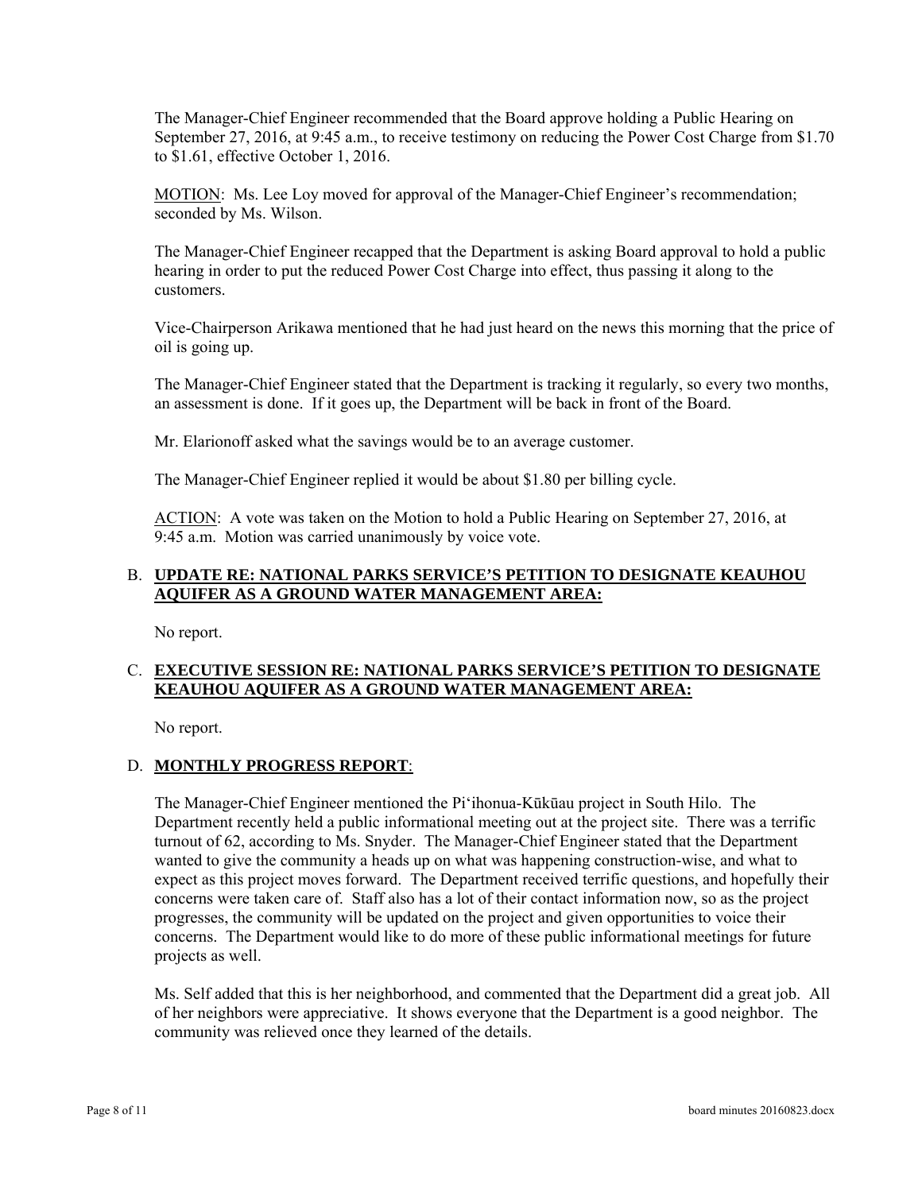The Manager-Chief Engineer recommended that the Board approve holding a Public Hearing on September 27, 2016, at 9:45 a.m., to receive testimony on reducing the Power Cost Charge from $1.70 to $1.61, effective October 1, 2016.

MOTION: Ms. Lee Loy moved for approval of the Manager-Chief Engineer's recommendation; seconded by Ms. Wilson.

The Manager-Chief Engineer recapped that the Department is asking Board approval to hold a public hearing in order to put the reduced Power Cost Charge into effect, thus passing it along to the customers.

Vice-Chairperson Arikawa mentioned that he had just heard on the news this morning that the price of oil is going up.

The Manager-Chief Engineer stated that the Department is tracking it regularly, so every two months, an assessment is done. If it goes up, the Department will be back in front of the Board.

Mr. Elarionoff asked what the savings would be to an average customer.

The Manager-Chief Engineer replied it would be about $1.80 per billing cycle.

ACTION: A vote was taken on the Motion to hold a Public Hearing on September 27, 2016, at 9:45 a.m. Motion was carried unanimously by voice vote.

B. **UPDATE RE: NATIONAL PARKS SERVICE'S PETITION TO DESIGNATE KEAUHOU AQUIFER AS A GROUND WATER MANAGEMENT AREA:**

No report.

C. **EXECUTIVE SESSION RE: NATIONAL PARKS SERVICE'S PETITION TO DESIGNATE KEAUHOU AQUIFER AS A GROUND WATER MANAGEMENT AREA:**

No report.

D. **MONTHLY PROGRESS REPORT**:

The Manager-Chief Engineer mentioned the Pi'ihonua-Kūkūau project in South Hilo. The Department recently held a public informational meeting out at the project site. There was a terrific turnout of 62, according to Ms. Snyder. The Manager-Chief Engineer stated that the Department wanted to give the community a heads up on what was happening construction-wise, and what to expect as this project moves forward. The Department received terrific questions, and hopefully their concerns were taken care of. Staff also has a lot of their contact information now, so as the project progresses, the community will be updated on the project and given opportunities to voice their concerns. The Department would like to do more of these public informational meetings for future projects as well.

Ms. Self added that this is her neighborhood, and commented that the Department did a great job. All of her neighbors were appreciative. It shows everyone that the Department is a good neighbor. The community was relieved once they learned of the details.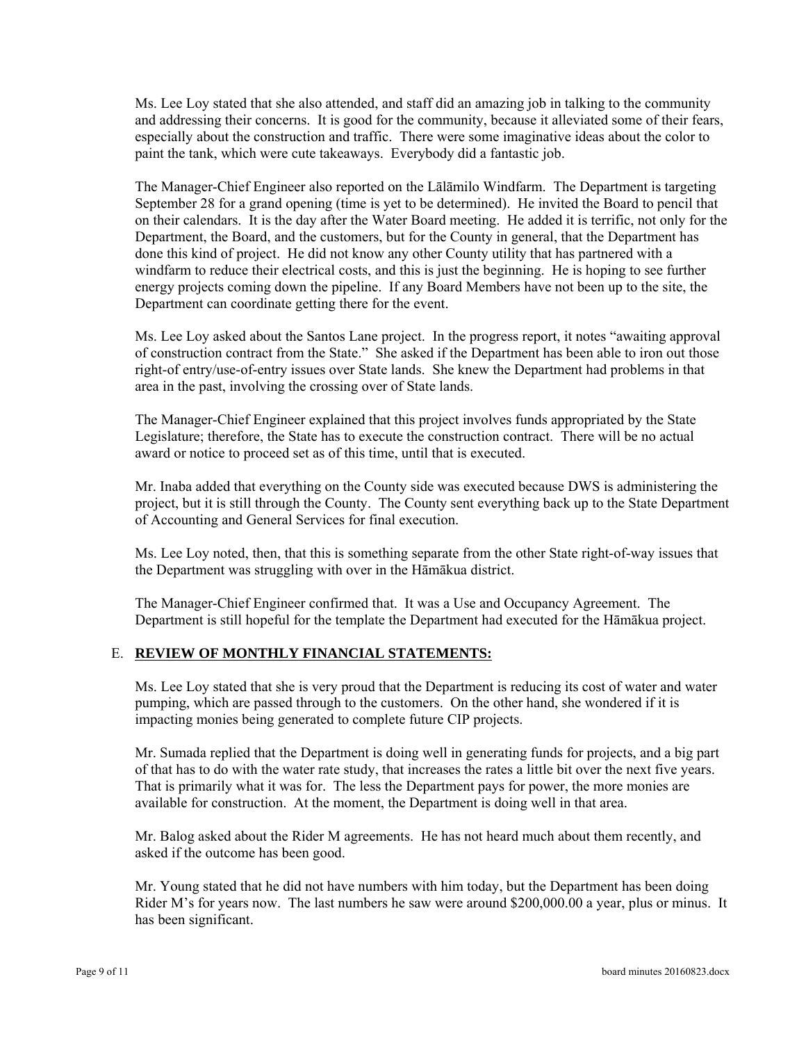Ms. Lee Loy stated that she also attended, and staff did an amazing job in talking to the community and addressing their concerns. It is good for the community, because it alleviated some of their fears, especially about the construction and traffic. There were some imaginative ideas about the color to paint the tank, which were cute takeaways. Everybody did a fantastic job.

The Manager-Chief Engineer also reported on the Lālāmilo Windfarm. The Department is targeting September 28 for a grand opening (time is yet to be determined). He invited the Board to pencil that on their calendars. It is the day after the Water Board meeting. He added it is terrific, not only for the Department, the Board, and the customers, but for the County in general, that the Department has done this kind of project. He did not know any other County utility that has partnered with a windfarm to reduce their electrical costs, and this is just the beginning. He is hoping to see further energy projects coming down the pipeline. If any Board Members have not been up to the site, the Department can coordinate getting there for the event.

Ms. Lee Loy asked about the Santos Lane project. In the progress report, it notes "awaiting approval of construction contract from the State." She asked if the Department has been able to iron out those right-of entry/use-of-entry issues over State lands. She knew the Department had problems in that area in the past, involving the crossing over of State lands.

The Manager-Chief Engineer explained that this project involves funds appropriated by the State Legislature; therefore, the State has to execute the construction contract. There will be no actual award or notice to proceed set as of this time, until that is executed.

Mr. Inaba added that everything on the County side was executed because DWS is administering the project, but it is still through the County. The County sent everything back up to the State Department of Accounting and General Services for final execution.

Ms. Lee Loy noted, then, that this is something separate from the other State right-of-way issues that the Department was struggling with over in the Hāmākua district.

The Manager-Chief Engineer confirmed that. It was a Use and Occupancy Agreement. The Department is still hopeful for the template the Department had executed for the Hāmākua project.

## E. **REVIEW OF MONTHLY FINANCIAL STATEMENTS:**

Ms. Lee Loy stated that she is very proud that the Department is reducing its cost of water and water pumping, which are passed through to the customers. On the other hand, she wondered if it is impacting monies being generated to complete future CIP projects.

Mr. Sumada replied that the Department is doing well in generating funds for projects, and a big part of that has to do with the water rate study, that increases the rates a little bit over the next five years. That is primarily what it was for. The less the Department pays for power, the more monies are available for construction. At the moment, the Department is doing well in that area.

Mr. Balog asked about the Rider M agreements. He has not heard much about them recently, and asked if the outcome has been good.

Mr. Young stated that he did not have numbers with him today, but the Department has been doing Rider M's for years now. The last numbers he saw were around $200,000.00 a year, plus or minus. It has been significant.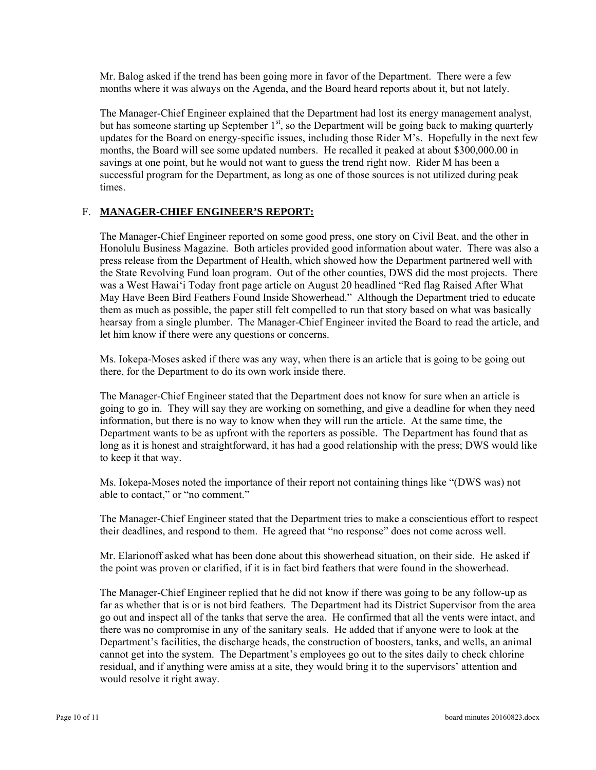Mr. Balog asked if the trend has been going more in favor of the Department. There were a few months where it was always on the Agenda, and the Board heard reports about it, but not lately.

The Manager-Chief Engineer explained that the Department had lost its energy management analyst, but has someone starting up September 1st, so the Department will be going back to making quarterly updates for the Board on energy-specific issues, including those Rider M's. Hopefully in the next few months, the Board will see some updated numbers. He recalled it peaked at about $300,000.00 in savings at one point, but he would not want to guess the trend right now. Rider M has been a successful program for the Department, as long as one of those sources is not utilized during peak times.

F. **MANAGER-CHIEF ENGINEER'S REPORT:**

The Manager-Chief Engineer reported on some good press, one story on Civil Beat, and the other in Honolulu Business Magazine. Both articles provided good information about water. There was also a press release from the Department of Health, which showed how the Department partnered well with the State Revolving Fund loan program. Out of the other counties, DWS did the most projects. There was a West Hawai'i Today front page article on August 20 headlined "Red flag Raised After What May Have Been Bird Feathers Found Inside Showerhead." Although the Department tried to educate them as much as possible, the paper still felt compelled to run that story based on what was basically hearsay from a single plumber. The Manager-Chief Engineer invited the Board to read the article, and let him know if there were any questions or concerns.

Ms. Iokepa-Moses asked if there was any way, when there is an article that is going to be going out there, for the Department to do its own work inside there.

The Manager-Chief Engineer stated that the Department does not know for sure when an article is going to go in. They will say they are working on something, and give a deadline for when they need information, but there is no way to know when they will run the article. At the same time, the Department wants to be as upfront with the reporters as possible. The Department has found that as long as it is honest and straightforward, it has had a good relationship with the press; DWS would like to keep it that way.

Ms. Iokepa-Moses noted the importance of their report not containing things like "(DWS was) not able to contact," or "no comment."

The Manager-Chief Engineer stated that the Department tries to make a conscientious effort to respect their deadlines, and respond to them. He agreed that "no response" does not come across well.

Mr. Elarionoff asked what has been done about this showerhead situation, on their side. He asked if the point was proven or clarified, if it is in fact bird feathers that were found in the showerhead.

The Manager-Chief Engineer replied that he did not know if there was going to be any follow-up as far as whether that is or is not bird feathers. The Department had its District Supervisor from the area go out and inspect all of the tanks that serve the area. He confirmed that all the vents were intact, and there was no compromise in any of the sanitary seals. He added that if anyone were to look at the Department's facilities, the discharge heads, the construction of boosters, tanks, and wells, an animal cannot get into the system. The Department's employees go out to the sites daily to check chlorine residual, and if anything were amiss at a site, they would bring it to the supervisors' attention and would resolve it right away.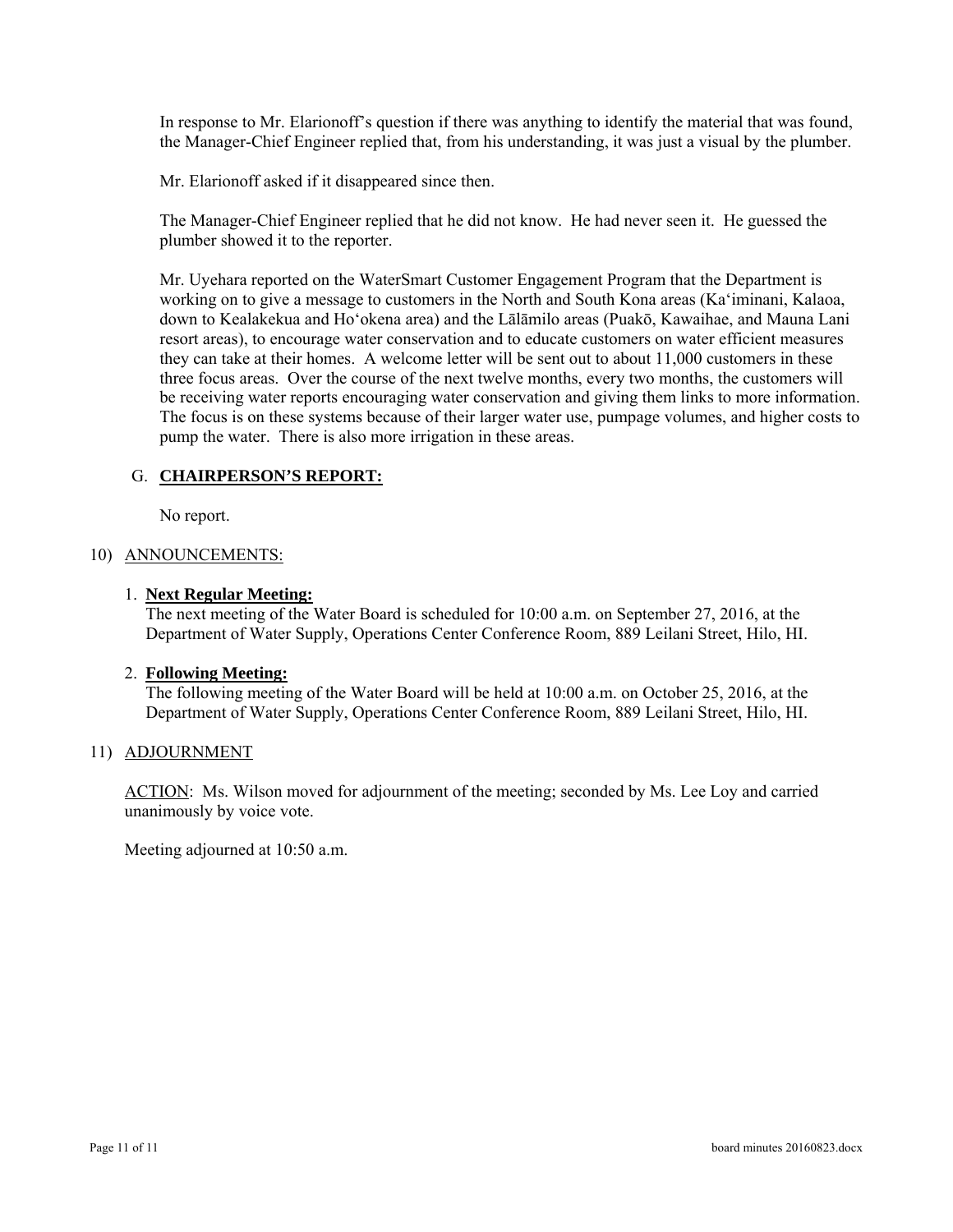In response to Mr. Elarionoff's question if there was anything to identify the material that was found, the Manager-Chief Engineer replied that, from his understanding, it was just a visual by the plumber.

Mr. Elarionoff asked if it disappeared since then.

The Manager-Chief Engineer replied that he did not know. He had never seen it. He guessed the plumber showed it to the reporter.

Mr. Uyehara reported on the WaterSmart Customer Engagement Program that the Department is working on to give a message to customers in the North and South Kona areas (Ka'iminani, Kalaoa, down to Kealakekua and Ho'okena area) and the Lālāmilo areas (Puakō, Kawaihae, and Mauna Lani resort areas), to encourage water conservation and to educate customers on water efficient measures they can take at their homes. A welcome letter will be sent out to about 11,000 customers in these three focus areas. Over the course of the next twelve months, every two months, the customers will be receiving water reports encouraging water conservation and giving them links to more information. The focus is on these systems because of their larger water use, pumpage volumes, and higher costs to pump the water. There is also more irrigation in these areas.

G. **CHAIRPERSON'S REPORT:**

No report.

10) ANNOUNCEMENTS:

1. **Next Regular Meeting:**
The next meeting of the Water Board is scheduled for 10:00 a.m. on September 27, 2016, at the Department of Water Supply, Operations Center Conference Room, 889 Leilani Street, Hilo, HI.

2. **Following Meeting:**
The following meeting of the Water Board will be held at 10:00 a.m. on October 25, 2016, at the Department of Water Supply, Operations Center Conference Room, 889 Leilani Street, Hilo, HI.

11) ADJOURNMENT

ACTION: Ms. Wilson moved for adjournment of the meeting; seconded by Ms. Lee Loy and carried unanimously by voice vote.

Meeting adjourned at 10:50 a.m.